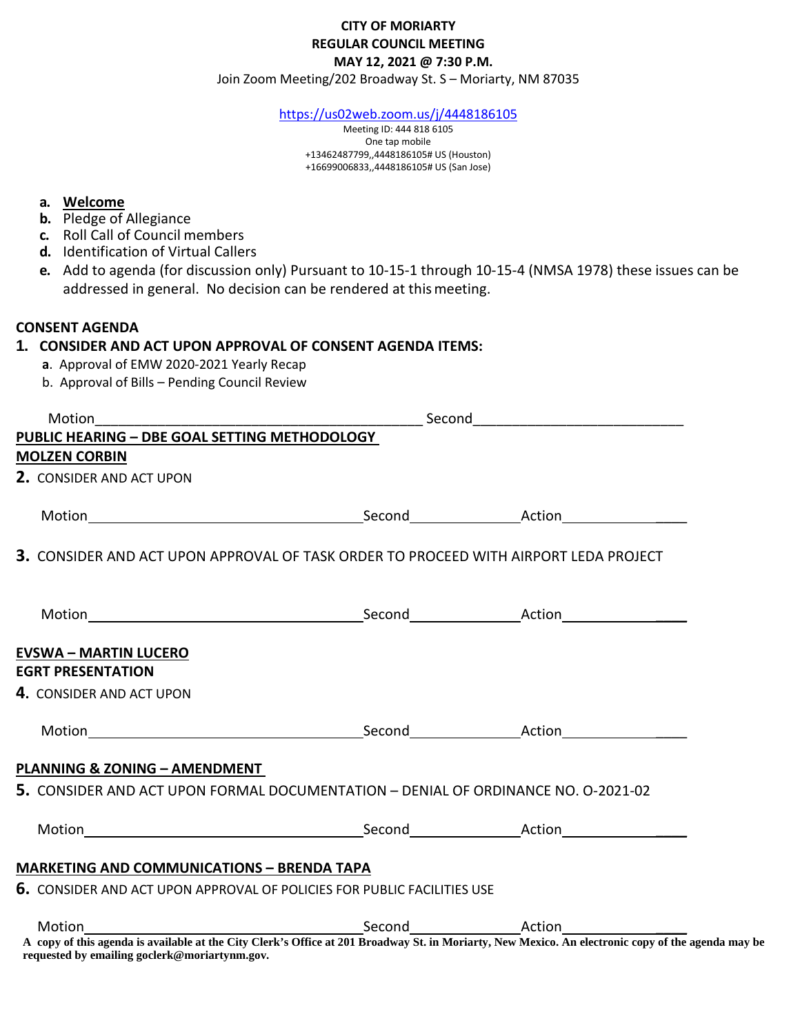**CITY OF MORIARTY**
**REGULAR COUNCIL MEETING**
**MAY 12, 2021 @ 7:30 P.M.**
Join Zoom Meeting/202 Broadway St. S – Moriarty, NM 87035

https://us02web.zoom.us/j/4448186105
Meeting ID: 444 818 6105
One tap mobile
+13462487799,,4448186105# US (Houston)
+16699006833,,4448186105# US (San Jose)

- **a.** **Welcome**
- **b.** Pledge of Allegiance
- **c.** Roll Call of Council members
- **d.** Identification of Virtual Callers
- **e.** Add to agenda (for discussion only) Pursuant to 10-15-1 through 10-15-4 (NMSA 1978) these issues can be addressed in general. No decision can be rendered at this meeting.

**CONSENT AGENDA**

**1. CONSIDER AND ACT UPON APPROVAL OF CONSENT AGENDA ITEMS:**

- **a**. Approval of EMW 2020-2021 Yearly Recap
- b. Approval of Bills – Pending Council Review

Motion\_\_\_\_\_\_\_\_\_\_\_\_\_\_\_\_\_\_\_\_\_\_\_\_\_\_\_\_\_\_\_\_\_\_ Second\_\_\_\_\_\_\_\_\_\_\_\_\_\_\_\_\_\_\_\_\_\_\_\_

**PUBLIC HEARING – DBE GOAL SETTING METHODOLOGY**
**MOLZEN CORBIN**

**2.** CONSIDER AND ACT UPON

Motion\_\_\_\_\_\_\_\_\_\_\_\_\_\_\_\_\_\_\_\_\_\_\_\_\_\_\_\_\_\_\_\_Second\_\_\_\_\_\_\_\_\_\_\_\_\_Action\_\_\_\_\_\_\_\_\_\_\_\_\_\_\_\_

**3.** CONSIDER AND ACT UPON APPROVAL OF TASK ORDER TO PROCEED WITH AIRPORT LEDA PROJECT

Motion\_\_\_\_\_\_\_\_\_\_\_\_\_\_\_\_\_\_\_\_\_\_\_\_\_\_\_\_\_\_\_\_Second\_\_\_\_\_\_\_\_\_\_\_\_\_Action\_\_\_\_\_\_\_\_\_\_\_\_\_\_\_\_

**EVSWA – MARTIN LUCERO**
**EGRT PRESENTATION**

**4.** CONSIDER AND ACT UPON

Motion\_\_\_\_\_\_\_\_\_\_\_\_\_\_\_\_\_\_\_\_\_\_\_\_\_\_\_\_\_\_\_\_Second\_\_\_\_\_\_\_\_\_\_\_\_\_Action\_\_\_\_\_\_\_\_\_\_\_\_\_\_\_\_

**PLANNING & ZONING – AMENDMENT**

**5.** CONSIDER AND ACT UPON FORMAL DOCUMENTATION – DENIAL OF ORDINANCE NO. O-2021-02

Motion\_\_\_\_\_\_\_\_\_\_\_\_\_\_\_\_\_\_\_\_\_\_\_\_\_\_\_\_\_\_\_\_Second\_\_\_\_\_\_\_\_\_\_\_\_\_Action\_\_\_\_\_\_\_\_\_\_\_\_\_\_\_\_

**MARKETING AND COMMUNICATIONS – BRENDA TAPA**

**6.** CONSIDER AND ACT UPON APPROVAL OF POLICIES FOR PUBLIC FACILITIES USE

Motion\_\_\_\_\_\_\_\_\_\_\_\_\_\_\_\_\_\_\_\_\_\_\_\_\_\_\_\_\_\_\_\_Second\_\_\_\_\_\_\_\_\_\_\_\_\_Action\_\_\_\_\_\_\_\_\_\_\_\_\_\_\_\_

**A copy of this agenda is available at the City Clerk's Office at 201 Broadway St. in Moriarty, New Mexico. An electronic copy of the agenda may be requested by emailing goclerk@moriartynm.gov.**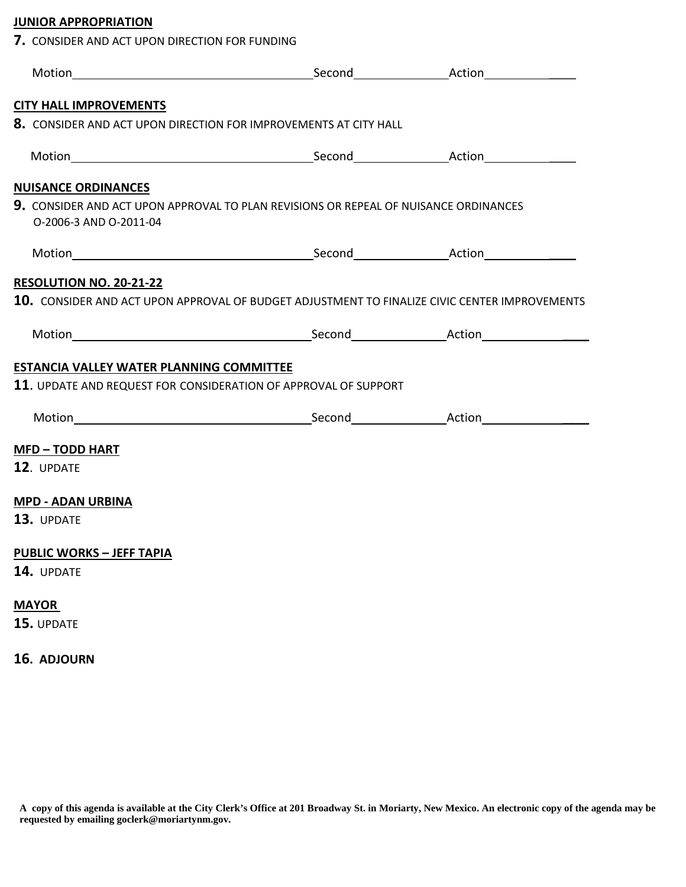**JUNIOR APPROPRIATION**

**7.** CONSIDER AND ACT UPON DIRECTION FOR FUNDING

Motion\_\_\_\_\_\_\_\_\_\_\_\_\_\_\_\_\_\_\_\_\_\_\_\_\_\_\_\_\_\_\_\_Second\_\_\_\_\_\_\_\_\_\_\_\_\_Action\_\_\_\_\_\_\_\_\_\_\_\_\_

**CITY HALL IMPROVEMENTS**

**8.** CONSIDER AND ACT UPON DIRECTION FOR IMPROVEMENTS AT CITY HALL

Motion\_\_\_\_\_\_\_\_\_\_\_\_\_\_\_\_\_\_\_\_\_\_\_\_\_\_\_\_\_\_\_\_Second\_\_\_\_\_\_\_\_\_\_\_\_\_Action\_\_\_\_\_\_\_\_\_\_\_\_\_

**NUISANCE ORDINANCES**

**9.** CONSIDER AND ACT UPON APPROVAL TO PLAN REVISIONS OR REPEAL OF NUISANCE ORDINANCES O-2006-3 AND O-2011-04

Motion\_\_\_\_\_\_\_\_\_\_\_\_\_\_\_\_\_\_\_\_\_\_\_\_\_\_\_\_\_\_\_\_Second\_\_\_\_\_\_\_\_\_\_\_\_\_Action\_\_\_\_\_\_\_\_\_\_\_\_\_

**RESOLUTION NO. 20-21-22**

**10.** CONSIDER AND ACT UPON APPROVAL OF BUDGET ADJUSTMENT TO FINALIZE CIVIC CENTER IMPROVEMENTS

Motion\_\_\_\_\_\_\_\_\_\_\_\_\_\_\_\_\_\_\_\_\_\_\_\_\_\_\_\_\_\_\_\_Second\_\_\_\_\_\_\_\_\_\_\_\_\_Action\_\_\_\_\_\_\_\_\_\_\_\_\_

**ESTANCIA VALLEY WATER PLANNING COMMITTEE**

**11**. UPDATE AND REQUEST FOR CONSIDERATION OF APPROVAL OF SUPPORT

Motion\_\_\_\_\_\_\_\_\_\_\_\_\_\_\_\_\_\_\_\_\_\_\_\_\_\_\_\_\_\_\_\_Second\_\_\_\_\_\_\_\_\_\_\_\_\_Action\_\_\_\_\_\_\_\_\_\_\_\_\_

**MFD – TODD HART**

**12**. UPDATE

**MPD - ADAN URBINA**

**13.** UPDATE

**PUBLIC WORKS – JEFF TAPIA**

**14.** UPDATE

**MAYOR**

**15.** UPDATE

**16. ADJOURN**

**A copy of this agenda is available at the City Clerk's Office at 201 Broadway St. in Moriarty, New Mexico. An electronic copy of the agenda may be requested by emailing goclerk@moriartynm.gov.**